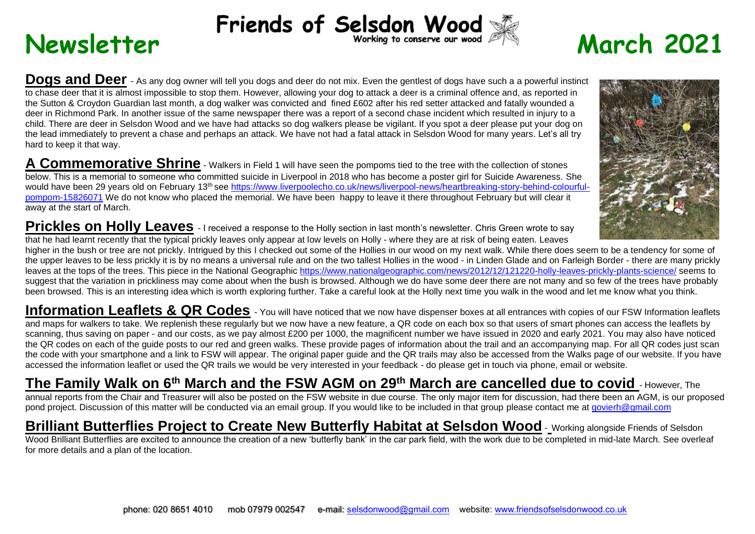# Newsletter — Friends of Selsdon Wood — March 2021

Working to conserve our wood

**Dogs and Deer** - As any dog owner will tell you dogs and deer do not mix. Even the gentlest of dogs have such a a powerful instinct to chase deer that it is almost impossible to stop them. However, allowing your dog to attack a deer is a criminal offence and, as reported in the Sutton & Croydon Guardian last month, a dog walker was convicted and fined £602 after his red setter attacked and fatally wounded a deer in Richmond Park. In another issue of the same newspaper there was a report of a second chase incident which resulted in injury to a child. There are deer in Selsdon Wood and we have had attacks so dog walkers please be vigilant. If you spot a deer please put your dog on the lead immediately to prevent a chase and perhaps an attack. We have not had a fatal attack in Selsdon Wood for many years. Let's all try hard to keep it that way.

**A Commemorative Shrine** - Walkers in Field 1 will have seen the pompoms tied to the tree with the collection of stones below. This is a memorial to someone who committed suicide in Liverpool in 2018 who has become a poster girl for Suicide Awareness. She would have been 29 years old on February 13th see https://www.liverpoolecho.co.uk/news/liverpool-news/heartbreaking-story-behind-colourful-pompom-15826071 We do not know who placed the memorial. We have been happy to leave it there throughout February but will clear it away at the start of March.

**Prickles on Holly Leaves** - I received a response to the Holly section in last month's newsletter. Chris Green wrote to say that he had learnt recently that the typical prickly leaves only appear at low levels on Holly - where they are at risk of being eaten. Leaves higher in the bush or tree are not prickly. Intrigued by this I checked out some of the Hollies in our wood on my next walk. While there does seem to be a tendency for some of the upper leaves to be less prickly it is by no means a universal rule and on the two tallest Hollies in the wood - in Linden Glade and on Farleigh Border - there are many prickly leaves at the tops of the trees. This piece in the National Geographic https://www.nationalgeographic.com/news/2012/12/121220-holly-leaves-prickly-plants-science/ seems to suggest that the variation in prickliness may come about when the bush is browsed. Although we do have some deer there are not many and so few of the trees have probably been browsed. This is an interesting idea which is worth exploring further. Take a careful look at the Holly next time you walk in the wood and let me know what you think.

**Information Leaflets & QR Codes** - You will have noticed that we now have dispenser boxes at all entrances with copies of our FSW Information leaflets and maps for walkers to take. We replenish these regularly but we now have a new feature, a QR code on each box so that users of smart phones can access the leaflets by scanning, thus saving on paper - and our costs, as we pay almost £200 per 1000, the magnificent number we have issued in 2020 and early 2021. You may also have noticed the QR codes on each of the guide posts to our red and green walks. These provide pages of information about the trail and an accompanying map. For all QR codes just scan the code with your smartphone and a link to FSW will appear. The original paper guide and the QR trails may also be accessed from the Walks page of our website. If you have accessed the information leaflet or used the QR trails we would be very interested in your feedback - do please get in touch via phone, email or website.

**The Family Walk on 6th March and the FSW AGM on 29th March are cancelled due to covid** - However, The annual reports from the Chair and Treasurer will also be posted on the FSW website in due course. The only major item for discussion, had there been an AGM, is our proposed pond project. Discussion of this matter will be conducted via an email group. If you would like to be included in that group please contact me at govierh@gmail.com

**Brilliant Butterflies Project to Create New Butterfly Habitat at Selsdon Wood** - Working alongside Friends of Selsdon Wood Brilliant Butterflies are excited to announce the creation of a new 'butterfly bank' in the car park field, with the work due to be completed in mid-late March. See overleaf for more details and a plan of the location.

phone: 020 8651 4010 mob 07979 002547 e-mail: selsdonwood@gmail.com website: www.friendsofselsdonwood.co.uk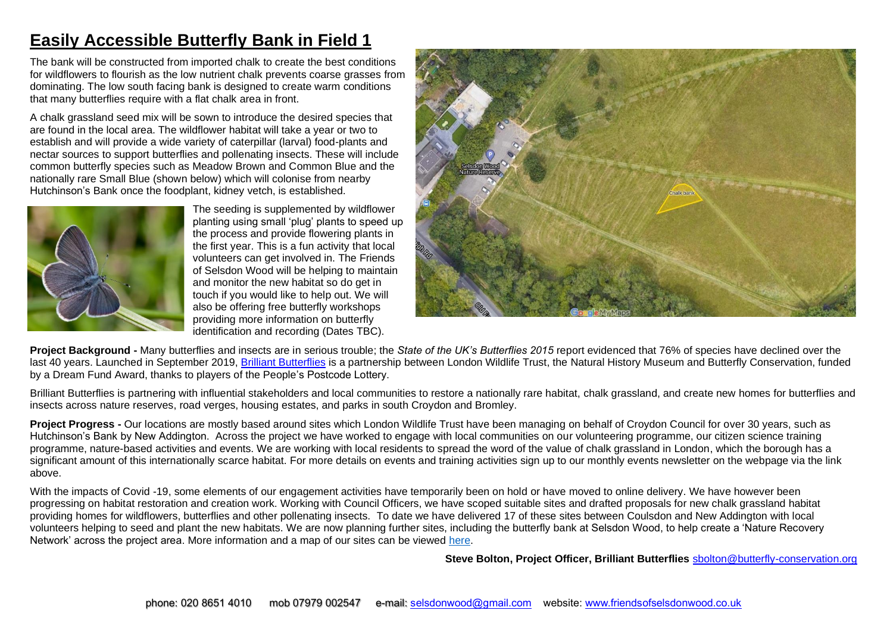# Easily Accessible Butterfly Bank in Field 1

The bank will be constructed from imported chalk to create the best conditions for wildflowers to flourish as the low nutrient chalk prevents coarse grasses from dominating. The low south facing bank is designed to create warm conditions that many butterflies require with a flat chalk area in front.

A chalk grassland seed mix will be sown to introduce the desired species that are found in the local area. The wildflower habitat will take a year or two to establish and will provide a wide variety of caterpillar (larval) food-plants and nectar sources to support butterflies and pollenating insects. These will include common butterfly species such as Meadow Brown and Common Blue and the nationally rare Small Blue (shown below) which will colonise from nearby Hutchinson's Bank once the foodplant, kidney vetch, is established.

The seeding is supplemented by wildflower planting using small 'plug' plants to speed up the process and provide flowering plants in the first year. This is a fun activity that local volunteers can get involved in. The Friends of Selsdon Wood will be helping to maintain and monitor the new habitat so do get in touch if you would like to help out. We will also be offering free butterfly workshops providing more information on butterfly identification and recording (Dates TBC).

**Project Background -** Many butterflies and insects are in serious trouble; the *State of the UK's Butterflies 2015* report evidenced that 76% of species have declined over the last 40 years. Launched in September 2019, Brilliant Butterflies is a partnership between London Wildlife Trust, the Natural History Museum and Butterfly Conservation, funded by a Dream Fund Award, thanks to players of the People's Postcode Lottery.

Brilliant Butterflies is partnering with influential stakeholders and local communities to restore a nationally rare habitat, chalk grassland, and create new homes for butterflies and insects across nature reserves, road verges, housing estates, and parks in south Croydon and Bromley.

**Project Progress -** Our locations are mostly based around sites which London Wildlife Trust have been managing on behalf of Croydon Council for over 30 years, such as Hutchinson's Bank by New Addington. Across the project we have worked to engage with local communities on our volunteering programme, our citizen science training programme, nature-based activities and events. We are working with local residents to spread the word of the value of chalk grassland in London, which the borough has a significant amount of this internationally scarce habitat. For more details on events and training activities sign up to our monthly events newsletter on the webpage via the link above.

With the impacts of Covid -19, some elements of our engagement activities have temporarily been on hold or have moved to online delivery. We have however been progressing on habitat restoration and creation work. Working with Council Officers, we have scoped suitable sites and drafted proposals for new chalk grassland habitat providing homes for wildflowers, butterflies and other pollenating insects. To date we have delivered 17 of these sites between Coulsdon and New Addington with local volunteers helping to seed and plant the new habitats. We are now planning further sites, including the butterfly bank at Selsdon Wood, to help create a 'Nature Recovery Network' across the project area. More information and a map of our sites can be viewed here.

**Steve Bolton, Project Officer, Brilliant Butterflies** sbolton@butterfly-conservation.org

phone: 020 8651 4010 mob 07979 002547 e-mail: selsdonwood@gmail.com website: www.friendsofselsdonwood.co.uk